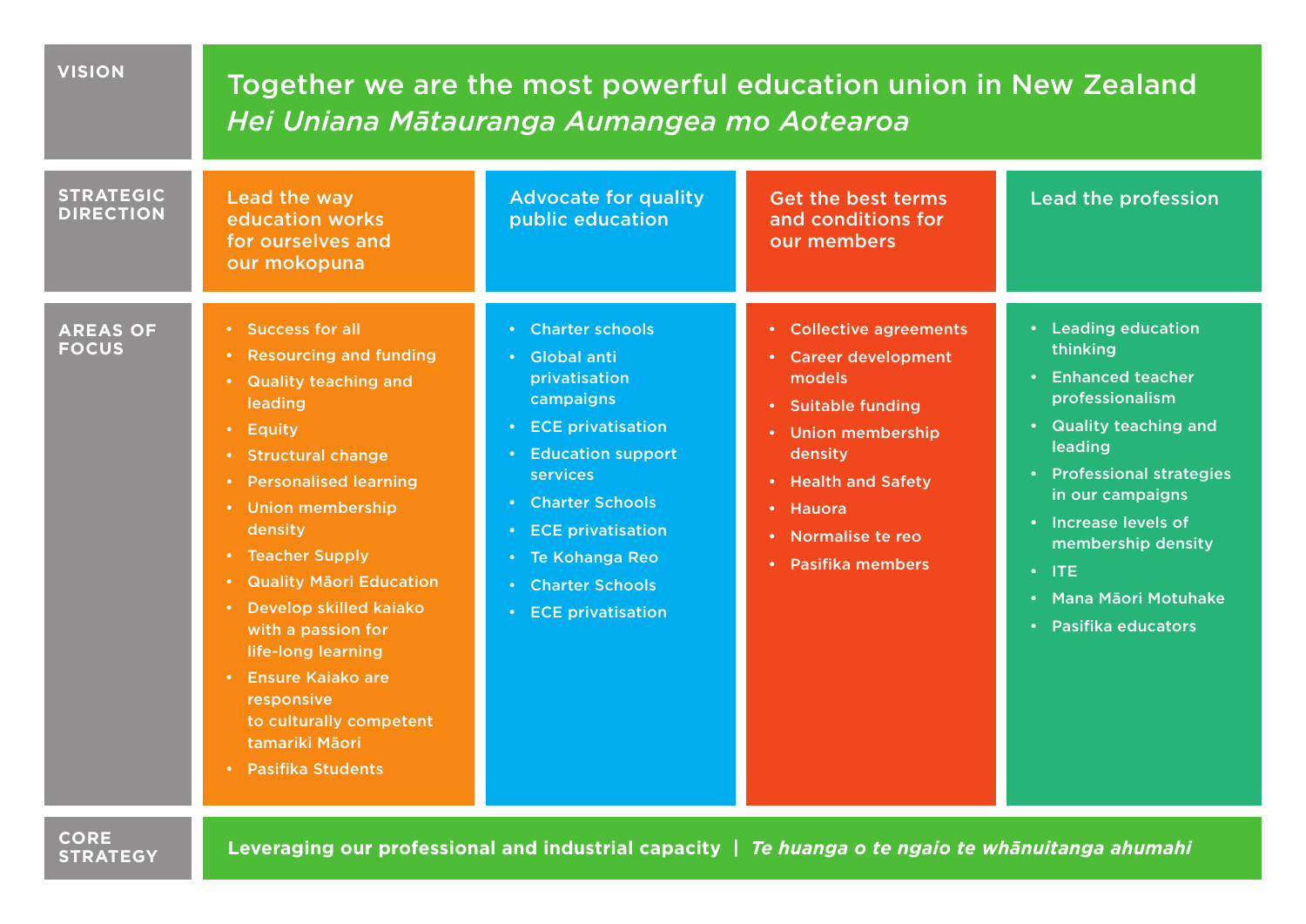## VISION

**Together we are the most powerful education union in New Zealand**
*Hei Uniana Mātauranga Aumangea mo Aotearoa*

## STRATEGIC DIRECTION

| Lead the way education works for ourselves and our mokopuna | Advocate for quality public education | Get the best terms and conditions for our members | Lead the profession |
|---|---|---|---|

## AREAS OF FOCUS

### Lead the way education works for ourselves and our mokopuna

- Success for all
- Resourcing and funding
- Quality teaching and leading
- Equity
- Structural change
- Personalised learning
- Union membership density
- Teacher Supply
- Quality Māori Education
- Develop skilled kaiako with a passion for life-long learning
- Ensure Kaiako are responsive to culturally competent tamariki Māori
- Pasifika Students

### Advocate for quality public education

- Charter schools
- Global anti privatisation campaigns
- ECE privatisation
- Education support services
- Charter Schools
- ECE privatisation
- Te Kohanga Reo
- Charter Schools
- ECE privatisation

### Get the best terms and conditions for our members

- Collective agreements
- Career development models
- Suitable funding
- Union membership density
- Health and Safety
- Hauora
- Normalise te reo
- Pasifika members

### Lead the profession

- Leading education thinking
- Enhanced teacher professionalism
- Quality teaching and leading
- Professional strategies in our campaigns
- Increase levels of membership density
- ITE
- Mana Māori Motuhake
- Pasifika educators

## CORE STRATEGY

**Leveraging our professional and industrial capacity** | ***Te huanga o te ngaio te whānuitanga ahumahi***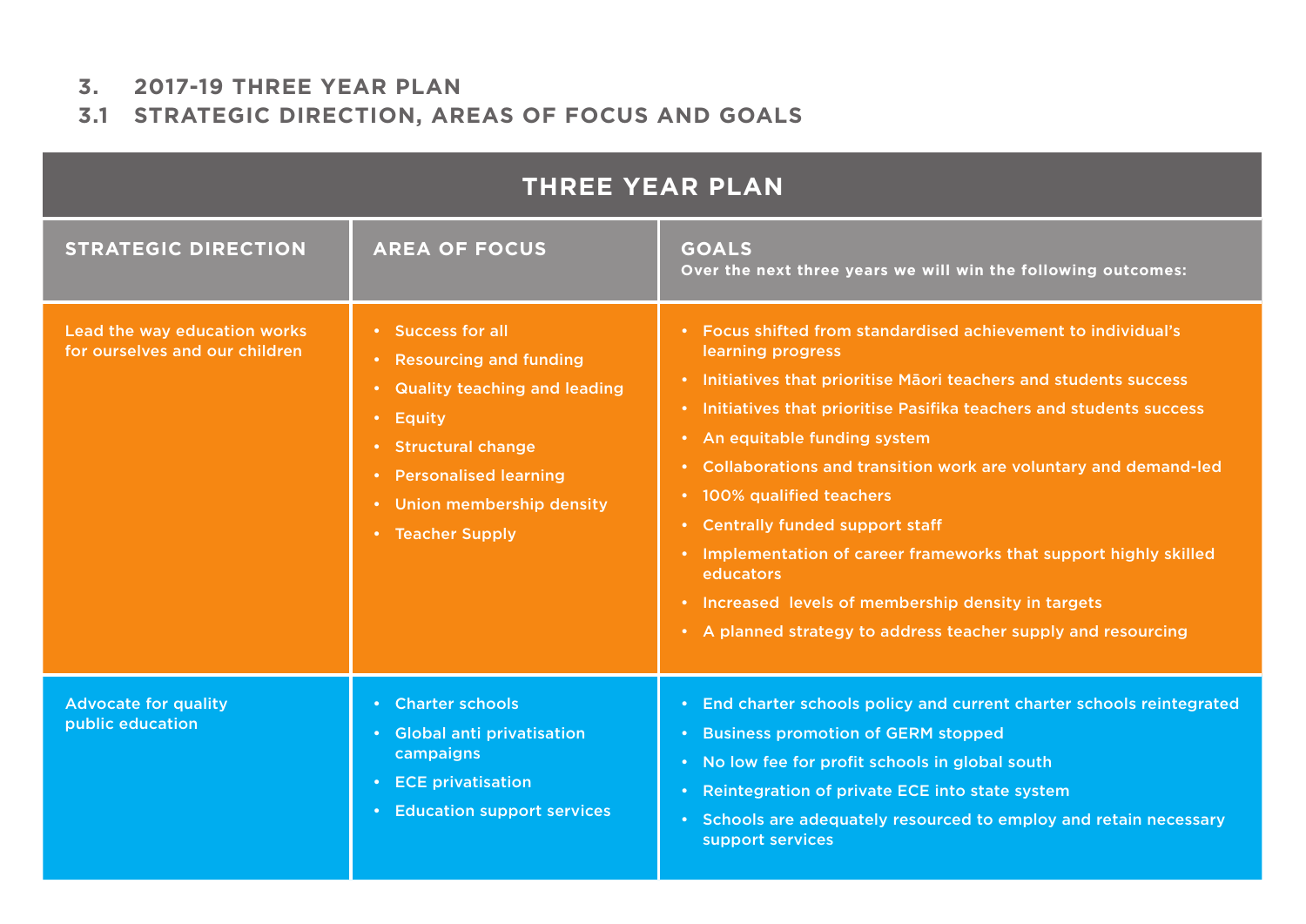## 3. 2017-19 THREE YEAR PLAN

### 3.1 STRATEGIC DIRECTION, AREAS OF FOCUS AND GOALS

| THREE YEAR PLAN | | |
|---|---|---|
| **STRATEGIC DIRECTION** | **AREA OF FOCUS** | **GOALS**<br>**Over the next three years we will win the following outcomes:** |
| Lead the way education works for ourselves and our children | • Success for all<br>• Resourcing and funding<br>• Quality teaching and leading<br>• Equity<br>• Structural change<br>• Personalised learning<br>• Union membership density<br>• Teacher Supply | • Focus shifted from standardised achievement to individual's learning progress<br>• Initiatives that prioritise Māori teachers and students success<br>• Initiatives that prioritise Pasifika teachers and students success<br>• An equitable funding system<br>• Collaborations and transition work are voluntary and demand-led<br>• 100% qualified teachers<br>• Centrally funded support staff<br>• Implementation of career frameworks that support highly skilled educators<br>• Increased levels of membership density in targets<br>• A planned strategy to address teacher supply and resourcing |
| Advocate for quality public education | • Charter schools<br>• Global anti privatisation campaigns<br>• ECE privatisation<br>• Education support services | • End charter schools policy and current charter schools reintegrated<br>• Business promotion of GERM stopped<br>• No low fee for profit schools in global south<br>• Reintegration of private ECE into state system<br>• Schools are adequately resourced to employ and retain necessary support services |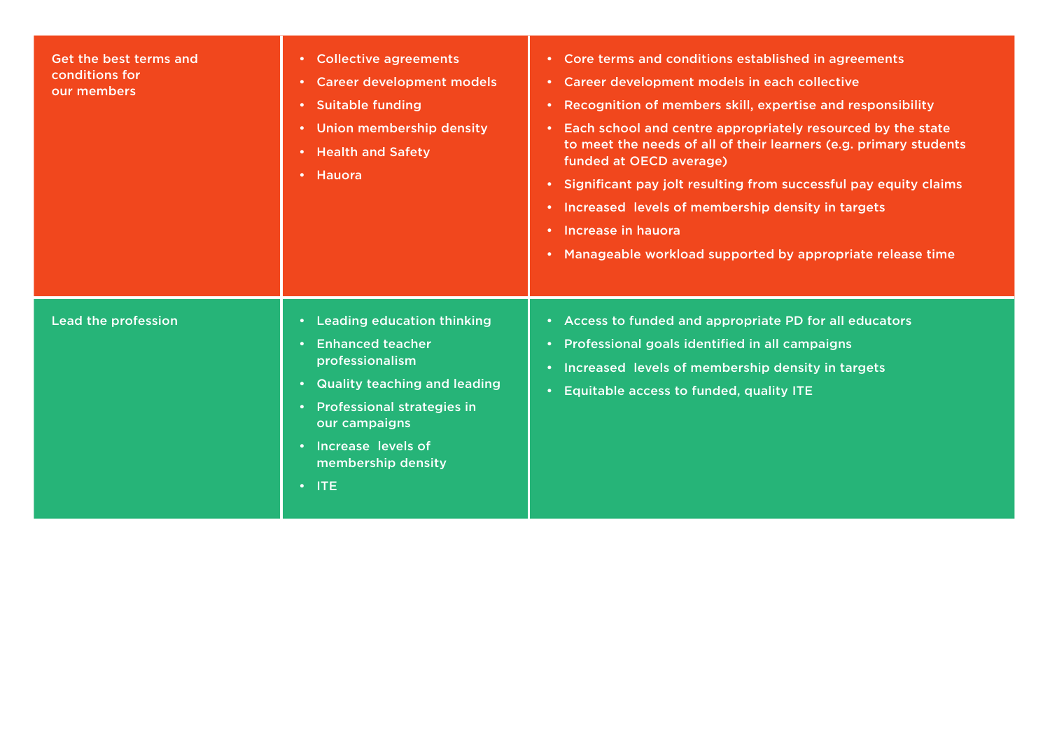| | | |
|---|---|---|
| Get the best terms and conditions for our members | • Collective agreements<br>• Career development models<br>• Suitable funding<br>• Union membership density<br>• Health and Safety<br>• Hauora | • Core terms and conditions established in agreements<br>• Career development models in each collective<br>• Recognition of members skill, expertise and responsibility<br>• Each school and centre appropriately resourced by the state to meet the needs of all of their learners (e.g. primary students funded at OECD average)<br>• Significant pay jolt resulting from successful pay equity claims<br>• Increased levels of membership density in targets<br>• Increase in hauora<br>• Manageable workload supported by appropriate release time |
| Lead the profession | • Leading education thinking<br>• Enhanced teacher professionalism<br>• Quality teaching and leading<br>• Professional strategies in our campaigns<br>• Increase levels of membership density<br>• ITE | • Access to funded and appropriate PD for all educators<br>• Professional goals identified in all campaigns<br>• Increased levels of membership density in targets<br>• Equitable access to funded, quality ITE |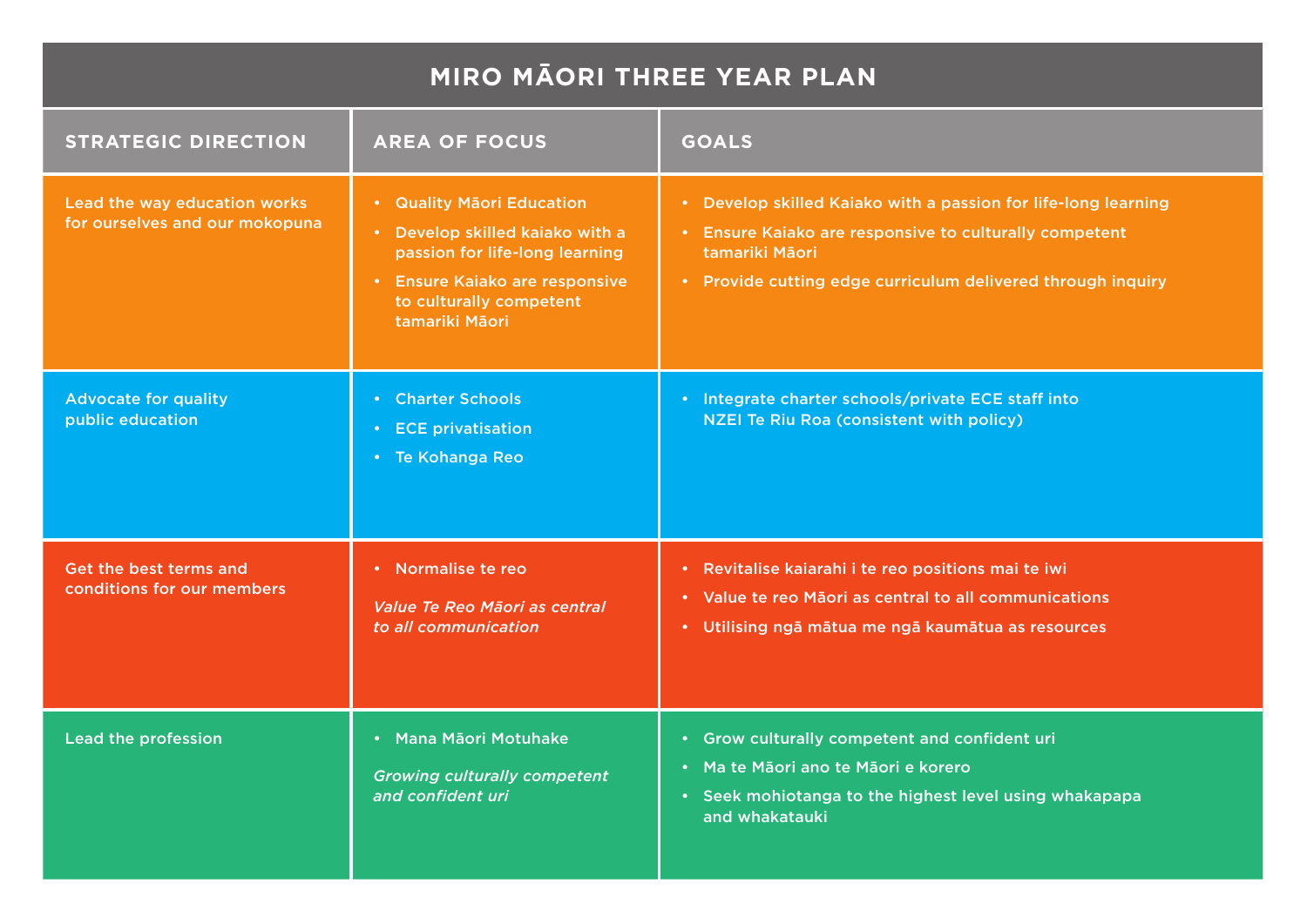# MIRO MĀORI THREE YEAR PLAN

| STRATEGIC DIRECTION | AREA OF FOCUS | GOALS |
|---|---|---|
| Lead the way education works for ourselves and our mokopuna | • Quality Māori Education<br>• Develop skilled kaiako with a passion for life-long learning<br>• Ensure Kaiako are responsive to culturally competent tamariki Māori | • Develop skilled Kaiako with a passion for life-long learning<br>• Ensure Kaiako are responsive to culturally competent tamariki Māori<br>• Provide cutting edge curriculum delivered through inquiry |
| Advocate for quality public education | • Charter Schools<br>• ECE privatisation<br>• Te Kohanga Reo | • Integrate charter schools/private ECE staff into NZEI Te Riu Roa (consistent with policy) |
| Get the best terms and conditions for our members | • Normalise te reo<br>*Value Te Reo Māori as central to all communication* | • Revitalise kaiarahi i te reo positions mai te iwi<br>• Value te reo Māori as central to all communications<br>• Utilising ngā mātua me ngā kaumātua as resources |
| Lead the profession | • Mana Māori Motuhake<br>*Growing culturally competent and confident uri* | • Grow culturally competent and confident uri<br>• Ma te Māori ano te Māori e korero<br>• Seek mohiotanga to the highest level using whakapapa and whakatauki |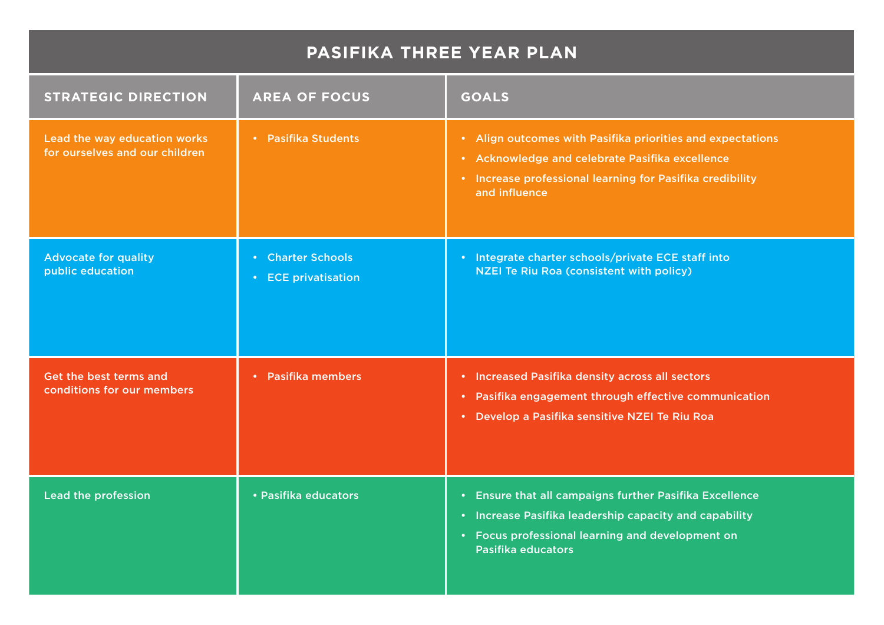# PASIFIKA THREE YEAR PLAN

| STRATEGIC DIRECTION | AREA OF FOCUS | GOALS |
|---|---|---|
| Lead the way education works for ourselves and our children | • Pasifika Students | • Align outcomes with Pasifika priorities and expectations<br>• Acknowledge and celebrate Pasifika excellence<br>• Increase professional learning for Pasifika credibility and influence |
| Advocate for quality public education | • Charter Schools<br>• ECE privatisation | • Integrate charter schools/private ECE staff into NZEI Te Riu Roa (consistent with policy) |
| Get the best terms and conditions for our members | • Pasifika members | • Increased Pasifika density across all sectors<br>• Pasifika engagement through effective communication<br>• Develop a Pasifika sensitive NZEI Te Riu Roa |
| Lead the profession | • Pasifika educators | • Ensure that all campaigns further Pasifika Excellence<br>• Increase Pasifika leadership capacity and capability<br>• Focus professional learning and development on Pasifika educators |